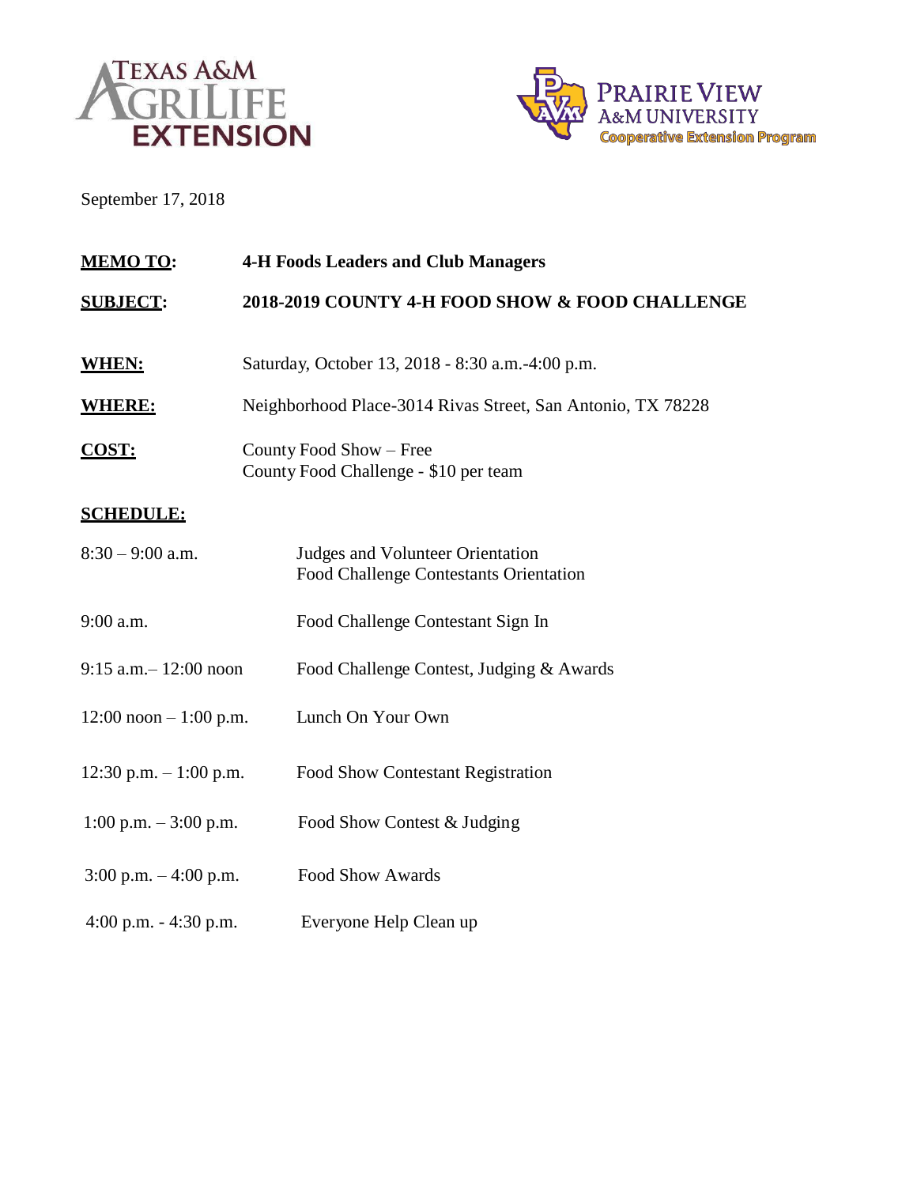Texas A&M AgriLife Extension

Prairie View A&M University Cooperative Extension Program

September 17, 2018

**MEMO TO:** **4-H Foods Leaders and Club Managers**

**SUBJECT:** **2018-2019 COUNTY 4-H FOOD SHOW & FOOD CHALLENGE**

**WHEN:** Saturday, October 13, 2018 - 8:30 a.m.-4:00 p.m.

**WHERE:** Neighborhood Place-3014 Rivas Street, San Antonio, TX 78228

**COST:** County Food Show – Free
County Food Challenge - $10 per team

**SCHEDULE:**

| | |
|---|---|
| 8:30 – 9:00 a.m. | Judges and Volunteer Orientation<br>Food Challenge Contestants Orientation |
| 9:00 a.m. | Food Challenge Contestant Sign In |
| 9:15 a.m.– 12:00 noon | Food Challenge Contest, Judging & Awards |
| 12:00 noon – 1:00 p.m. | Lunch On Your Own |
| 12:30 p.m. – 1:00 p.m. | Food Show Contestant Registration |
| 1:00 p.m. – 3:00 p.m. | Food Show Contest & Judging |
| 3:00 p.m. – 4:00 p.m. | Food Show Awards |
| 4:00 p.m. - 4:30 p.m. | Everyone Help Clean up |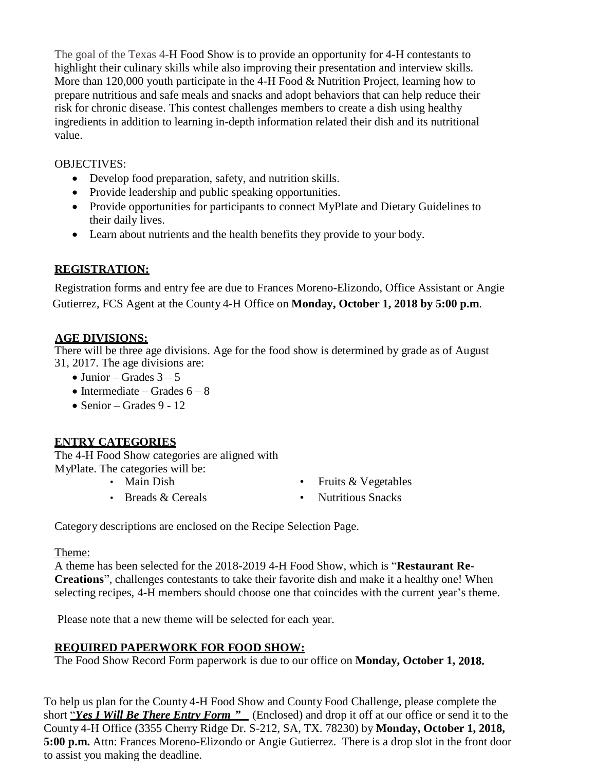The goal of the Texas 4-H Food Show is to provide an opportunity for 4-H contestants to highlight their culinary skills while also improving their presentation and interview skills. More than 120,000 youth participate in the 4-H Food & Nutrition Project, learning how to prepare nutritious and safe meals and snacks and adopt behaviors that can help reduce their risk for chronic disease. This contest challenges members to create a dish using healthy ingredients in addition to learning in-depth information related their dish and its nutritional value.

OBJECTIVES:

- Develop food preparation, safety, and nutrition skills.
- Provide leadership and public speaking opportunities.
- Provide opportunities for participants to connect MyPlate and Dietary Guidelines to their daily lives.
- Learn about nutrients and the health benefits they provide to your body.

## REGISTRATION:

Registration forms and entry fee are due to Frances Moreno-Elizondo, Office Assistant or Angie Gutierrez, FCS Agent at the County 4-H Office on **Monday, October 1, 2018 by 5:00 p.m**.

## AGE DIVISIONS:

There will be three age divisions. Age for the food show is determined by grade as of August 31, 2017. The age divisions are:

- Junior – Grades 3 – 5
- Intermediate – Grades 6 – 8
- Senior – Grades 9 - 12

## ENTRY CATEGORIES

The 4-H Food Show categories are aligned with MyPlate. The categories will be:

- Main Dish
- Breads & Cereals
- Fruits & Vegetables
- Nutritious Snacks

Category descriptions are enclosed on the Recipe Selection Page.

Theme:

A theme has been selected for the 2018-2019 4-H Food Show, which is "**Restaurant Re-Creations**", challenges contestants to take their favorite dish and make it a healthy one! When selecting recipes, 4-H members should choose one that coincides with the current year's theme.

Please note that a new theme will be selected for each year.

## REQUIRED PAPERWORK FOR FOOD SHOW:

The Food Show Record Form paperwork is due to our office on **Monday, October 1, 2018.**

To help us plan for the County 4-H Food Show and County Food Challenge, please complete the short "***Yes I Will Be There Entry Form*** " (Enclosed) and drop it off at our office or send it to the County 4-H Office (3355 Cherry Ridge Dr. S-212, SA, TX. 78230) by **Monday, October 1, 2018, 5:00 p.m.** Attn: Frances Moreno-Elizondo or Angie Gutierrez. There is a drop slot in the front door to assist you making the deadline.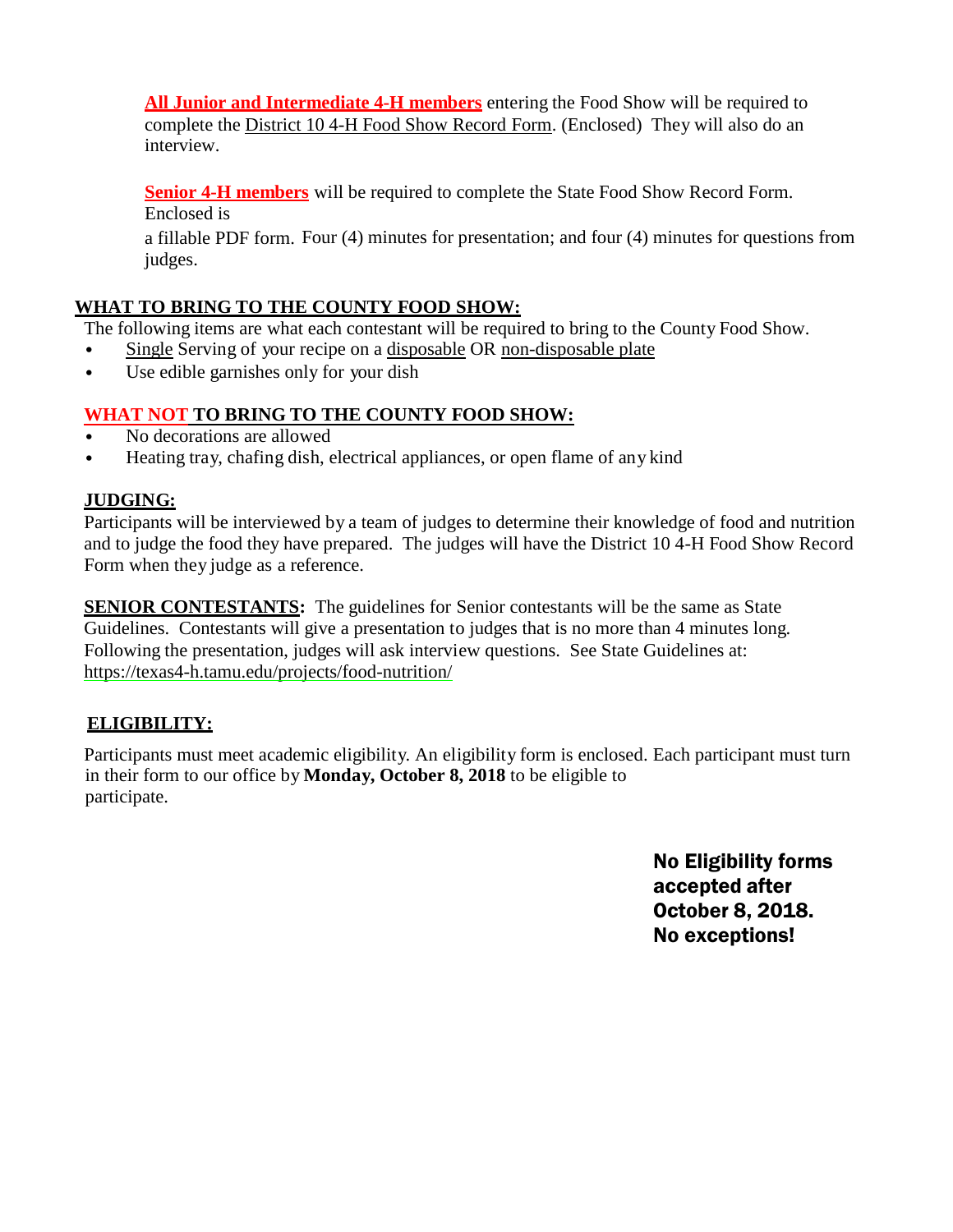**All Junior and Intermediate 4-H members** entering the Food Show will be required to complete the District 10 4-H Food Show Record Form. (Enclosed) They will also do an interview.

**Senior 4-H members** will be required to complete the State Food Show Record Form. Enclosed is

a fillable PDF form. Four (4) minutes for presentation; and four (4) minutes for questions from judges.

## WHAT TO BRING TO THE COUNTY FOOD SHOW:

The following items are what each contestant will be required to bring to the County Food Show.

- Single Serving of your recipe on a disposable OR non-disposable plate
- Use edible garnishes only for your dish

## WHAT NOT TO BRING TO THE COUNTY FOOD SHOW:

- No decorations are allowed
- Heating tray, chafing dish, electrical appliances, or open flame of any kind

## JUDGING:

Participants will be interviewed by a team of judges to determine their knowledge of food and nutrition and to judge the food they have prepared. The judges will have the District 10 4-H Food Show Record Form when they judge as a reference.

**SENIOR CONTESTANTS:** The guidelines for Senior contestants will be the same as State Guidelines. Contestants will give a presentation to judges that is no more than 4 minutes long. Following the presentation, judges will ask interview questions. See State Guidelines at: https://texas4-h.tamu.edu/projects/food-nutrition/

## ELIGIBILITY:

Participants must meet academic eligibility. An eligibility form is enclosed. Each participant must turn in their form to our office by **Monday, October 8, 2018** to be eligible to participate.

**No Eligibility forms accepted after October 8, 2018. No exceptions!**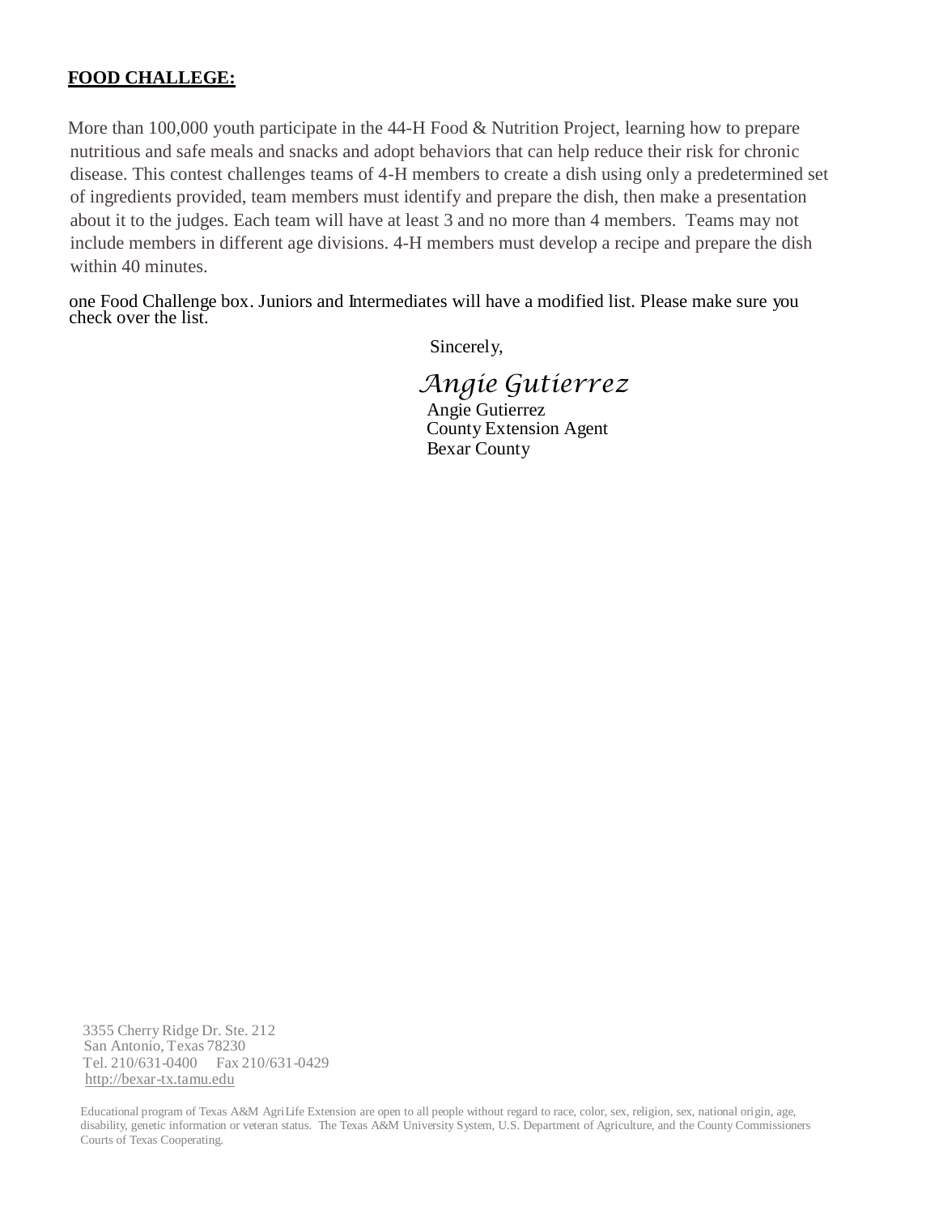**FOOD CHALLEGE:**

More than 100,000 youth participate in the 44-H Food & Nutrition Project, learning how to prepare nutritious and safe meals and snacks and adopt behaviors that can help reduce their risk for chronic disease. This contest challenges teams of 4-H members to create a dish using only a predetermined set of ingredients provided, team members must identify and prepare the dish, then make a presentation about it to the judges. Each team will have at least 3 and no more than 4 members. Teams may not include members in different age divisions. 4-H members must develop a recipe and prepare the dish within 40 minutes.

one Food Challenge box. Juniors and Intermediates will have a modified list. Please make sure you check over the list.

Sincerely,

*Angie Gutierrez*

Angie Gutierrez
County Extension Agent
Bexar County

3355 Cherry Ridge Dr. Ste. 212
San Antonio, Texas 78230
Tel. 210/631-0400 Fax 210/631-0429
http://bexar-tx.tamu.edu

Educational program of Texas A&M AgriLife Extension are open to all people without regard to race, color, sex, religion, sex, national origin, age, disability, genetic information or veteran status. The Texas A&M University System, U.S. Department of Agriculture, and the County Commissioners Courts of Texas Cooperating.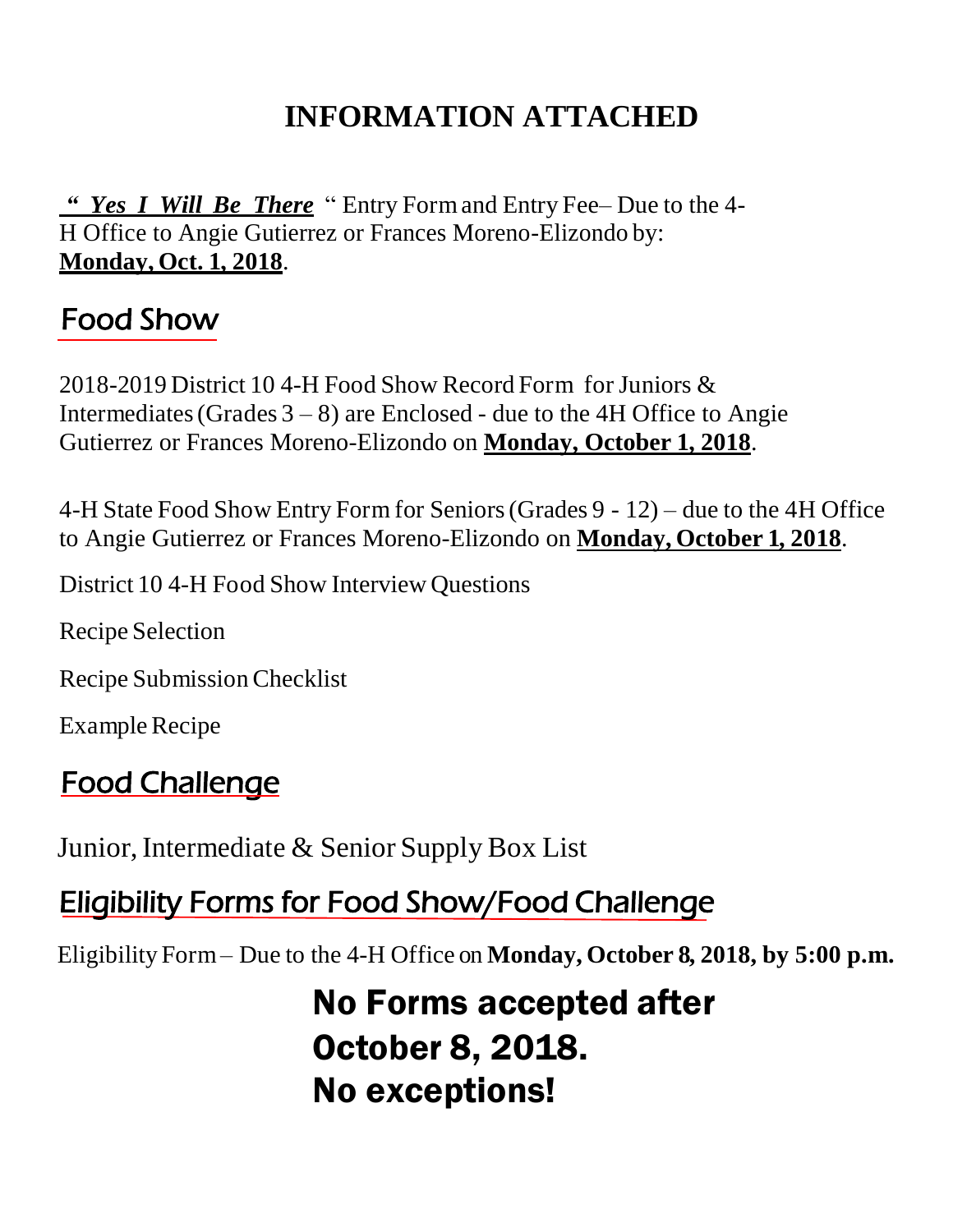# INFORMATION ATTACHED

***“ Yes I Will Be There***“ Entry Form and Entry Fee– Due to the 4-H Office to Angie Gutierrez or Frances Moreno-Elizondo by: **Monday, Oct. 1, 2018**.

## Food Show

2018-2019 District 10 4-H Food Show Record Form for Juniors & Intermediates (Grades 3 – 8) are Enclosed - due to the 4H Office to Angie Gutierrez or Frances Moreno-Elizondo on **Monday, October 1, 2018**.

4-H State Food Show Entry Form for Seniors (Grades 9 - 12) – due to the 4H Office to Angie Gutierrez or Frances Moreno-Elizondo on **Monday, October 1, 2018**.

District 10 4-H Food Show Interview Questions

Recipe Selection

Recipe Submission Checklist

Example Recipe

## Food Challenge

Junior, Intermediate & Senior Supply Box List

## Eligibility Forms for Food Show/Food Challenge

Eligibility Form – Due to the 4-H Office on **Monday, October 8, 2018, by 5:00 p.m.**

**No Forms accepted after October 8, 2018. No exceptions!**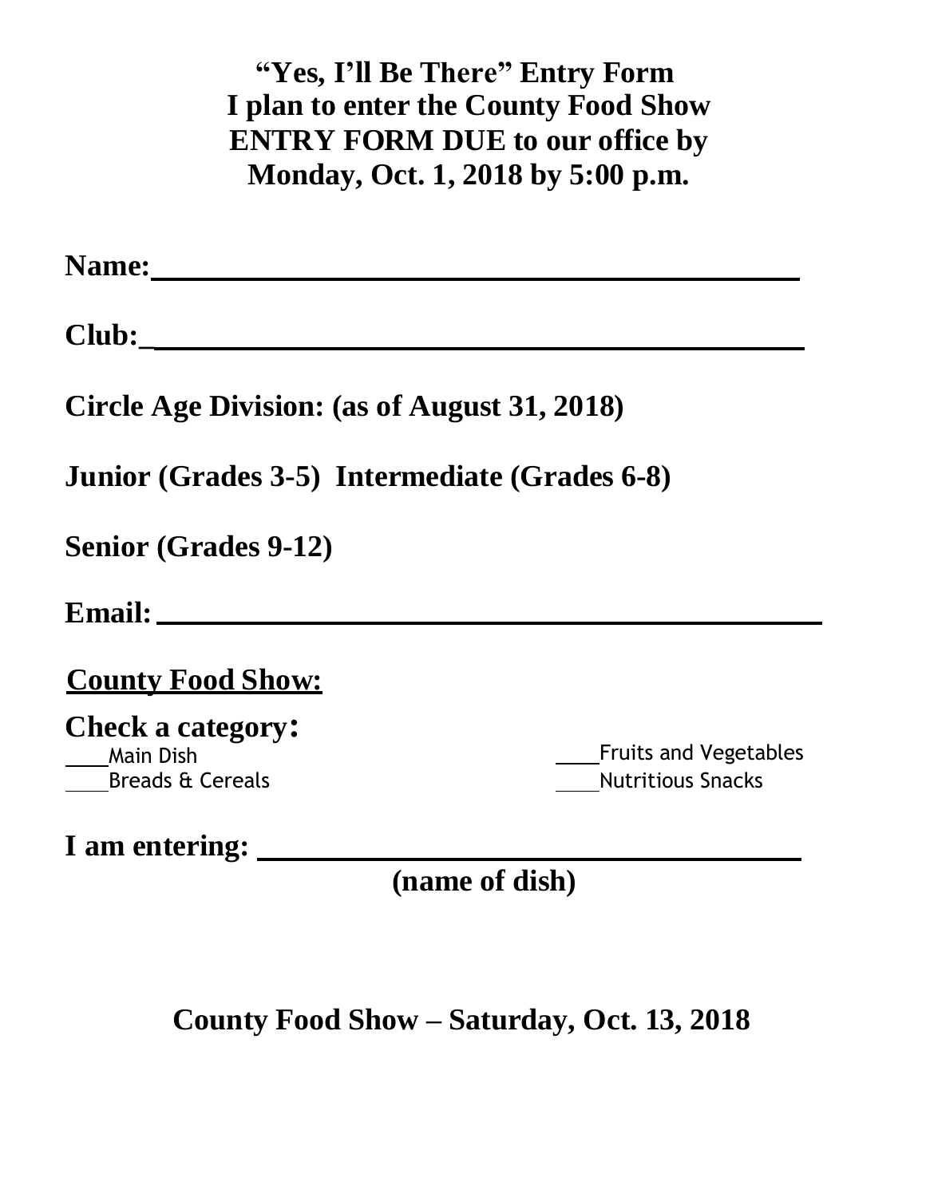**"Yes, I'll Be There" Entry Form**
**I plan to enter the County Food Show**
**ENTRY FORM DUE to our office by**
**Monday, Oct. 1, 2018 by 5:00 p.m.**

**Name:** ____________________________________________

**Club:** ____________________________________________

**Circle Age Division: (as of August 31, 2018)**

**Junior (Grades 3-5)  Intermediate (Grades 6-8)**

**Senior (Grades 9-12)**

**Email:** ____________________________________________

**County Food Show:**

**Check a category:**

____Main Dish
____Breads & Cereals
____Fruits and Vegetables
____Nutritious Snacks

**I am entering:** ____________________________________
**(name of dish)**

**County Food Show – Saturday, Oct. 13, 2018**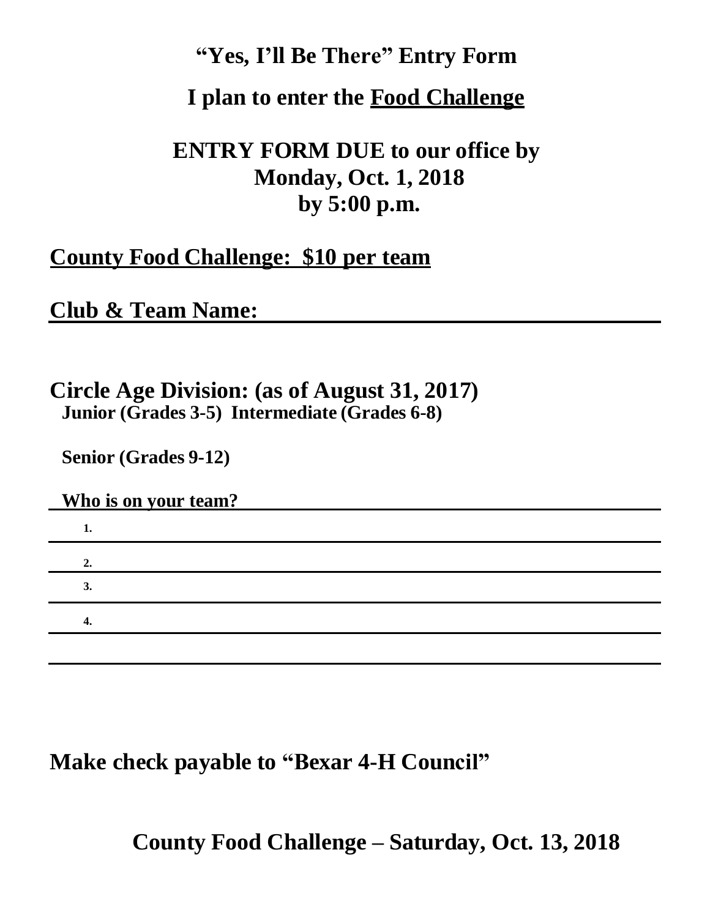# "Yes, I'll Be There" Entry Form

## I plan to enter the Food Challenge

## ENTRY FORM DUE to our office by Monday, Oct. 1, 2018 by 5:00 p.m.

**County Food Challenge: $10 per team**

**Club & Team Name:** ______________________________

**Circle Age Division: (as of August 31, 2017)**

**Junior (Grades 3-5) Intermediate (Grades 6-8)**

**Senior (Grades 9-12)**

**Who is on your team?** ______________________________

1. ______________________________
2. ______________________________
3. ______________________________
4. ______________________________

______________________________

**Make check payable to "Bexar 4-H Council"**

**County Food Challenge – Saturday, Oct. 13, 2018**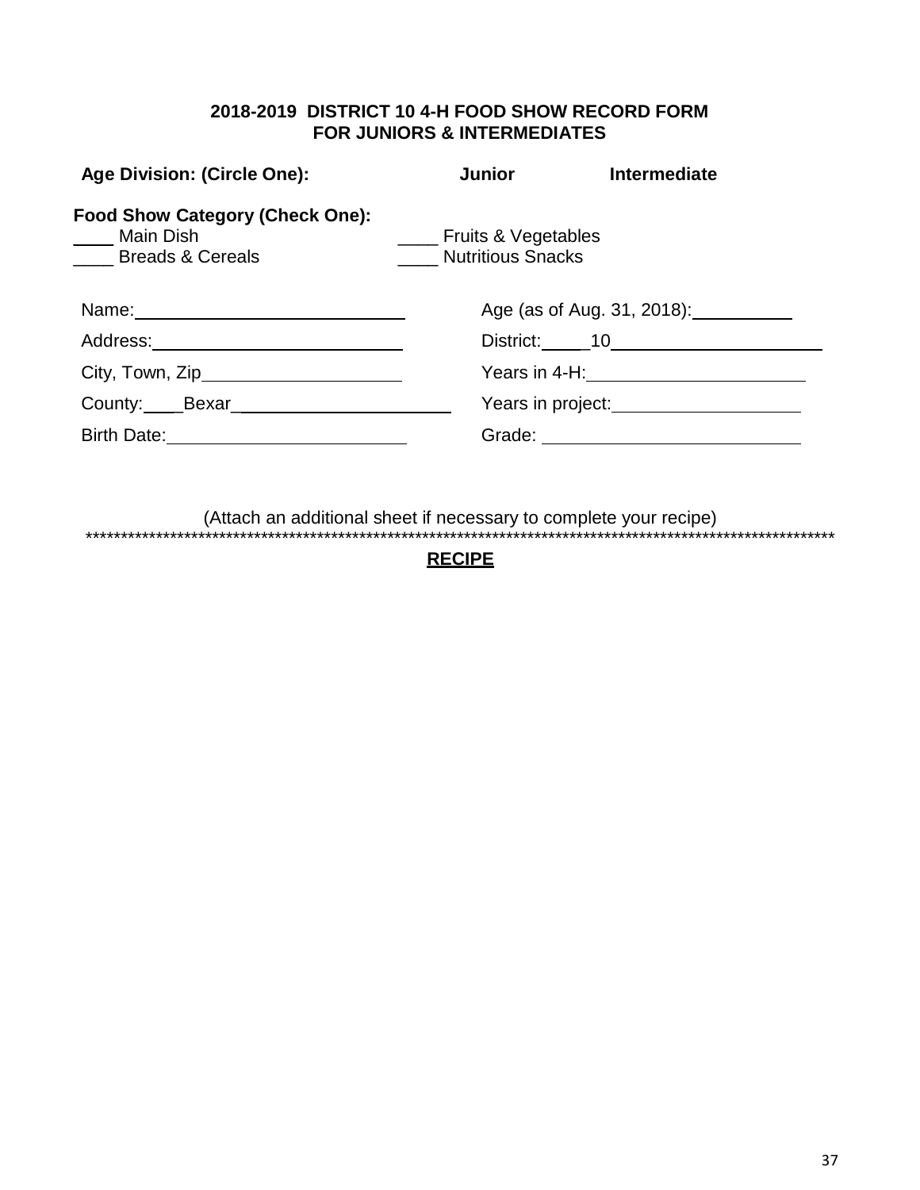**2018-2019 DISTRICT 10 4-H FOOD SHOW RECORD FORM**
**FOR JUNIORS & INTERMEDIATES**

**Age Division: (Circle One):** **Junior** **Intermediate**

**Food Show Category (Check One):**

____ Main Dish
____ Breads & Cereals
____ Fruits & Vegetables
____ Nutritious Snacks

Name:____________________________

Address:__________________________

City, Town, Zip____________________

County:____Bexar______________________

Birth Date:________________________

Age (as of Aug. 31, 2018):__________

District:_____10______________________

Years in 4-H:______________________

Years in project:___________________

Grade: __________________________

(Attach an additional sheet if necessary to complete your recipe)

***************************************************************************************************************

**RECIPE**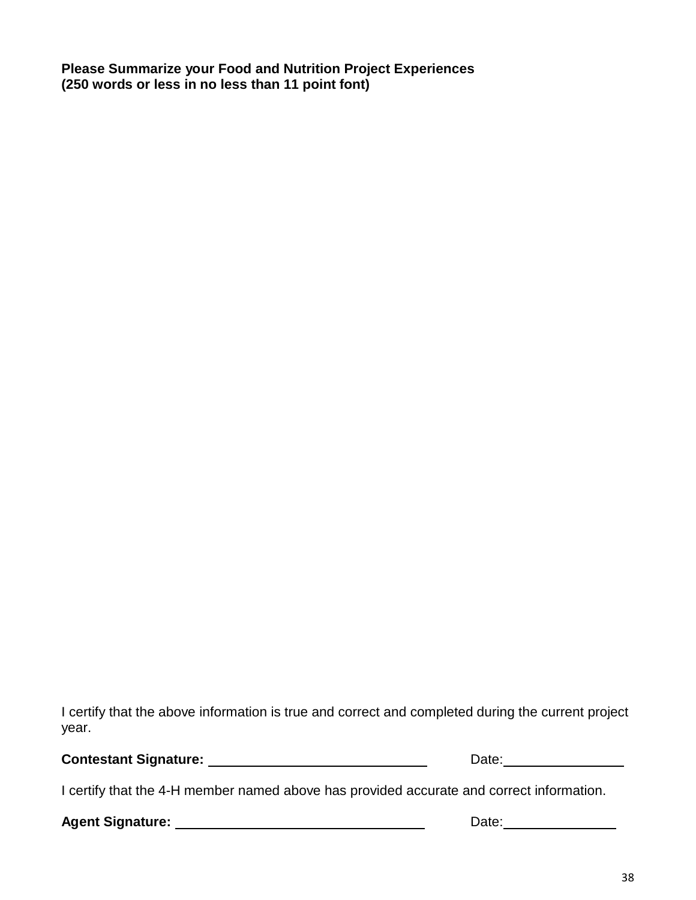**Please Summarize your Food and Nutrition Project Experiences**
**(250 words or less in no less than 11 point font)**

I certify that the above information is true and correct and completed during the current project year.

**Contestant Signature:** \_\_\_\_\_\_\_\_\_\_\_\_\_\_\_\_\_\_\_\_\_\_\_\_\_\_\_\_\_\_ Date:\_\_\_\_\_\_\_\_\_\_\_\_\_\_\_\_

I certify that the 4-H member named above has provided accurate and correct information.

**Agent Signature:** \_\_\_\_\_\_\_\_\_\_\_\_\_\_\_\_\_\_\_\_\_\_\_\_\_\_\_\_\_\_\_\_\_\_ Date:\_\_\_\_\_\_\_\_\_\_\_\_\_\_\_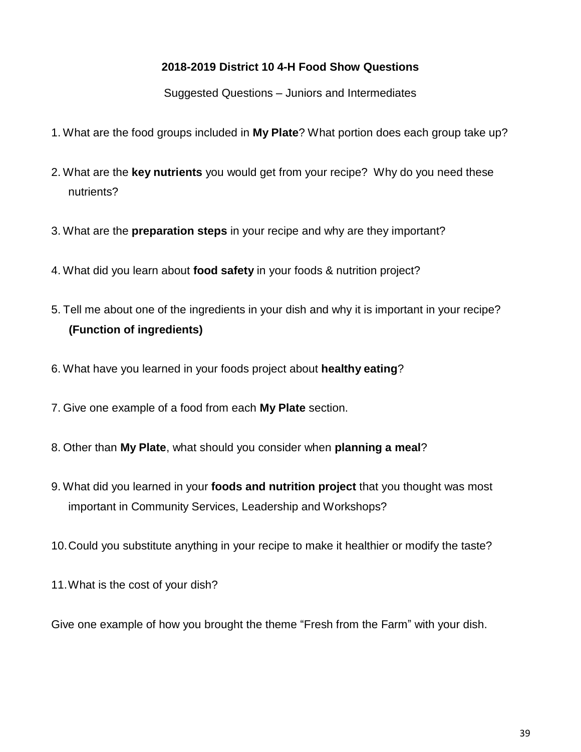## 2018-2019 District 10 4-H Food Show Questions

Suggested Questions – Juniors and Intermediates

1. What are the food groups included in **My Plate**? What portion does each group take up?
2. What are the **key nutrients** you would get from your recipe? Why do you need these nutrients?
3. What are the **preparation steps** in your recipe and why are they important?
4. What did you learn about **food safety** in your foods & nutrition project?
5. Tell me about one of the ingredients in your dish and why it is important in your recipe? **(Function of ingredients)**
6. What have you learned in your foods project about **healthy eating**?
7. Give one example of a food from each **My Plate** section.
8. Other than **My Plate**, what should you consider when **planning a meal**?
9. What did you learned in your **foods and nutrition project** that you thought was most important in Community Services, Leadership and Workshops?
10. Could you substitute anything in your recipe to make it healthier or modify the taste?
11. What is the cost of your dish?

Give one example of how you brought the theme "Fresh from the Farm" with your dish.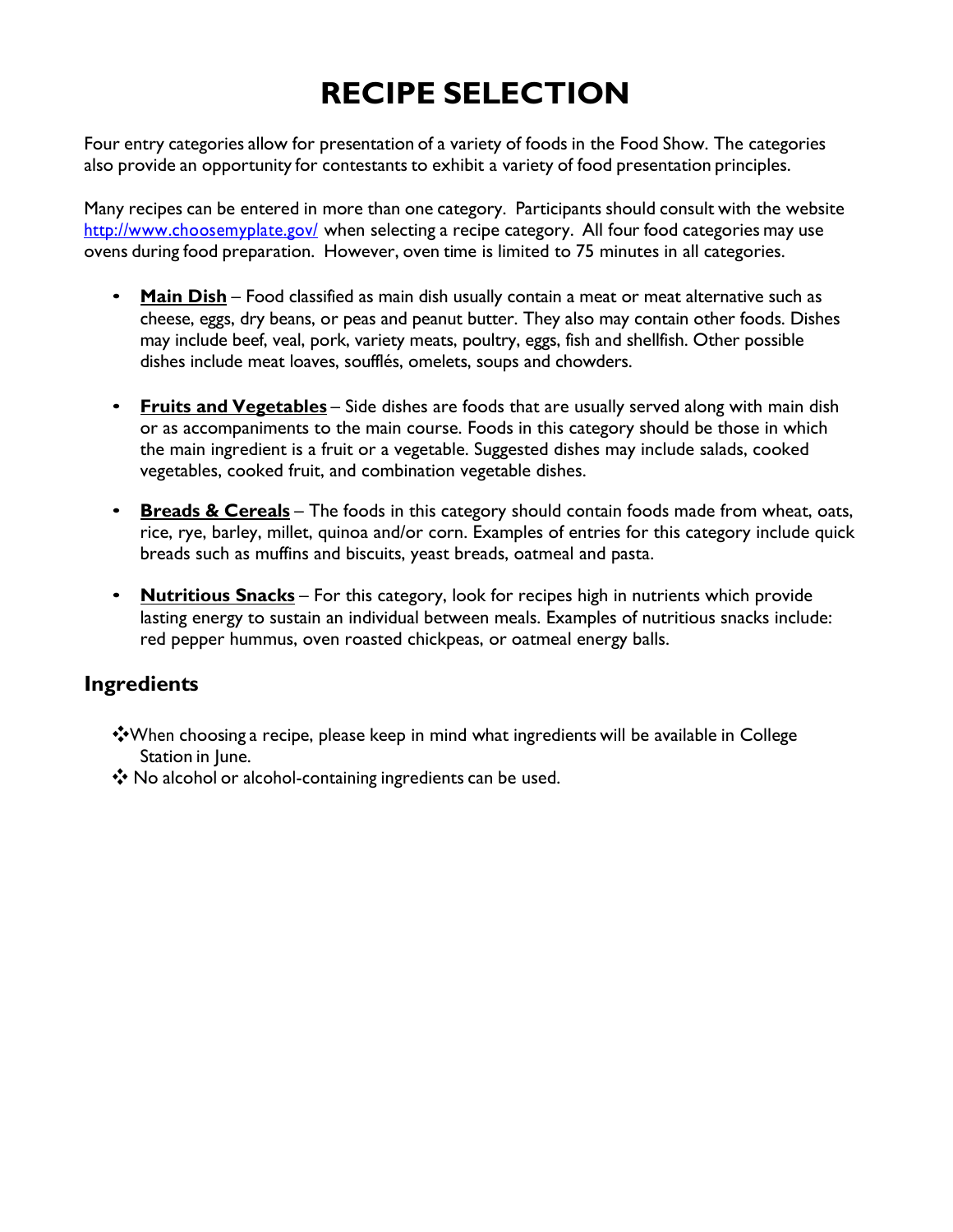# RECIPE SELECTION

Four entry categories allow for presentation of a variety of foods in the Food Show. The categories also provide an opportunity for contestants to exhibit a variety of food presentation principles.

Many recipes can be entered in more than one category. Participants should consult with the website http://www.choosemyplate.gov/ when selecting a recipe category. All four food categories may use ovens during food preparation. However, oven time is limited to 75 minutes in all categories.

- **Main Dish** – Food classified as main dish usually contain a meat or meat alternative such as cheese, eggs, dry beans, or peas and peanut butter. They also may contain other foods. Dishes may include beef, veal, pork, variety meats, poultry, eggs, fish and shellfish. Other possible dishes include meat loaves, soufflés, omelets, soups and chowders.

- **Fruits and Vegetables** – Side dishes are foods that are usually served along with main dish or as accompaniments to the main course. Foods in this category should be those in which the main ingredient is a fruit or a vegetable. Suggested dishes may include salads, cooked vegetables, cooked fruit, and combination vegetable dishes.

- **Breads & Cereals** – The foods in this category should contain foods made from wheat, oats, rice, rye, barley, millet, quinoa and/or corn. Examples of entries for this category include quick breads such as muffins and biscuits, yeast breads, oatmeal and pasta.

- **Nutritious Snacks** – For this category, look for recipes high in nutrients which provide lasting energy to sustain an individual between meals. Examples of nutritious snacks include: red pepper hummus, oven roasted chickpeas, or oatmeal energy balls.

## Ingredients

- When choosing a recipe, please keep in mind what ingredients will be available in College Station in June.
- No alcohol or alcohol-containing ingredients can be used.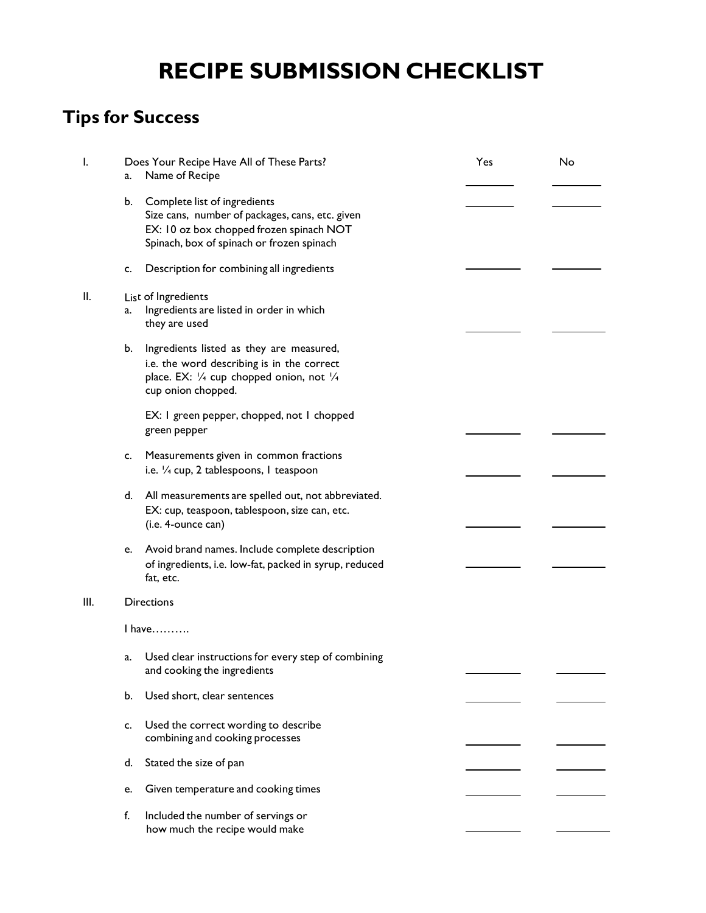# RECIPE SUBMISSION CHECKLIST

## Tips for Success

| | | Yes | No |
|---|---|---|---|
| I. | Does Your Recipe Have All of These Parts? | | |
| | a. Name of Recipe | ______ | ______ |
| | b. Complete list of ingredients<br>Size cans, number of packages, cans, etc. given<br>EX: 10 oz box chopped frozen spinach NOT<br>Spinach, box of spinach or frozen spinach | ______ | ______ |
| | c. Description for combining all ingredients | ______ | ______ |
| II. | List of Ingredients | | |
| | a. Ingredients are listed in order in which they are used | ______ | ______ |
| | b. Ingredients listed as they are measured, i.e. the word describing is in the correct place. EX: ¼ cup chopped onion, not ¼ cup onion chopped.<br><br>EX: 1 green pepper, chopped, not 1 chopped green pepper | ______ | ______ |
| | c. Measurements given in common fractions<br>i.e. ¼ cup, 2 tablespoons, 1 teaspoon | ______ | ______ |
| | d. All measurements are spelled out, not abbreviated.<br>EX: cup, teaspoon, tablespoon, size can, etc.<br>(i.e. 4-ounce can) | ______ | ______ |
| | e. Avoid brand names. Include complete description of ingredients, i.e. low-fat, packed in syrup, reduced fat, etc. | ______ | ______ |
| III. | Directions<br><br>I have………. | | |
| | a. Used clear instructions for every step of combining and cooking the ingredients | ______ | ______ |
| | b. Used short, clear sentences | ______ | ______ |
| | c. Used the correct wording to describe combining and cooking processes | ______ | ______ |
| | d. Stated the size of pan | ______ | ______ |
| | e. Given temperature and cooking times | ______ | ______ |
| | f. Included the number of servings or how much the recipe would make | ______ | ______ |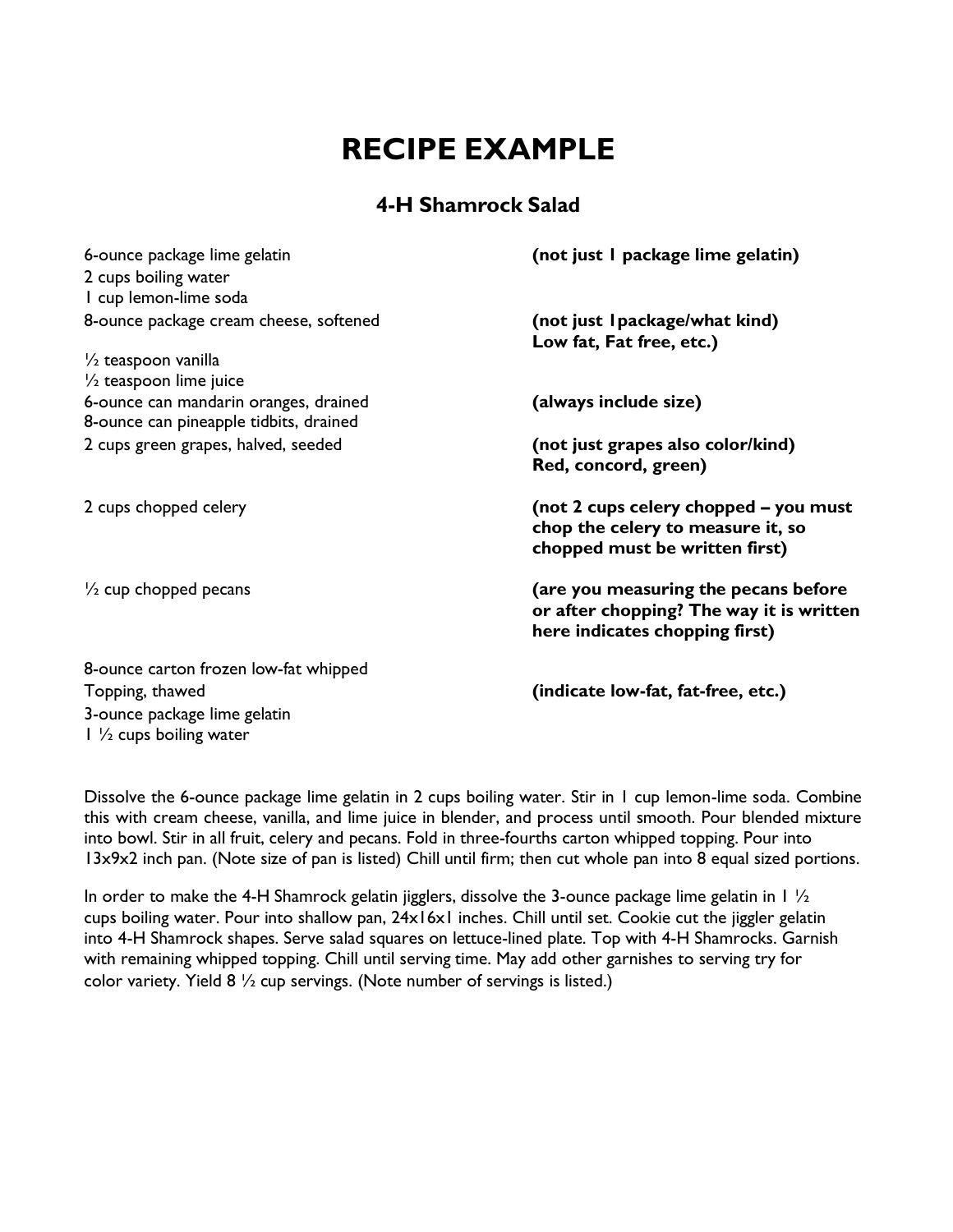# RECIPE EXAMPLE

## 4-H Shamrock Salad

| Ingredient | Note |
|---|---|
| 6-ounce package lime gelatin | **(not just 1 package lime gelatin)** |
| 2 cups boiling water | |
| 1 cup lemon-lime soda | |
| 8-ounce package cream cheese, softened | **(not just 1package/what kind) Low fat, Fat free, etc.)** |
| ½ teaspoon vanilla | |
| ½ teaspoon lime juice | |
| 6-ounce can mandarin oranges, drained | **(always include size)** |
| 8-ounce can pineapple tidbits, drained | |
| 2 cups green grapes, halved, seeded | **(not just grapes also color/kind) Red, concord, green)** |
| 2 cups chopped celery | **(not 2 cups celery chopped – you must chop the celery to measure it, so chopped must be written first)** |
| ½ cup chopped pecans | **(are you measuring the pecans before or after chopping? The way it is written here indicates chopping first)** |
| 8-ounce carton frozen low-fat whipped Topping, thawed | **(indicate low-fat, fat-free, etc.)** |
| 3-ounce package lime gelatin | |
| 1 ½ cups boiling water | |

Dissolve the 6-ounce package lime gelatin in 2 cups boiling water. Stir in 1 cup lemon-lime soda. Combine this with cream cheese, vanilla, and lime juice in blender, and process until smooth. Pour blended mixture into bowl. Stir in all fruit, celery and pecans. Fold in three-fourths carton whipped topping. Pour into 13x9x2 inch pan. (Note size of pan is listed) Chill until firm; then cut whole pan into 8 equal sized portions.

In order to make the 4-H Shamrock gelatin jigglers, dissolve the 3-ounce package lime gelatin in 1 ½ cups boiling water. Pour into shallow pan, 24x16x1 inches. Chill until set. Cookie cut the jiggler gelatin into 4-H Shamrock shapes. Serve salad squares on lettuce-lined plate. Top with 4-H Shamrocks. Garnish with remaining whipped topping. Chill until serving time. May add other garnishes to serving try for color variety. Yield 8 ½ cup servings. (Note number of servings is listed.)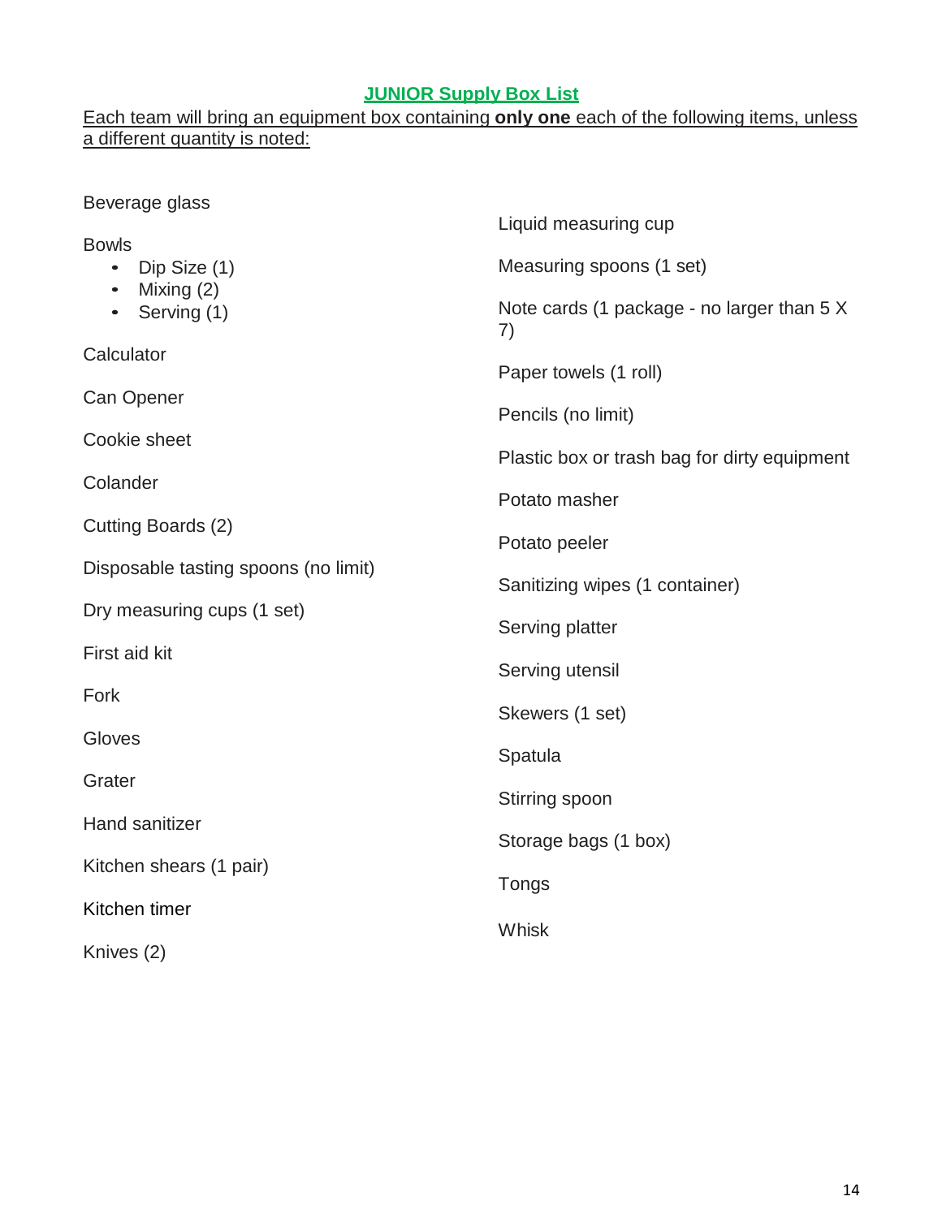## JUNIOR Supply Box List

Each team will bring an equipment box containing **only one** each of the following items, unless a different quantity is noted:

Beverage glass

Bowls
- Dip Size (1)
- Mixing (2)
- Serving (1)

Calculator

Can Opener

Cookie sheet

Colander

Cutting Boards (2)

Disposable tasting spoons (no limit)

Dry measuring cups (1 set)

First aid kit

Fork

Gloves

Grater

Hand sanitizer

Kitchen shears (1 pair)

Kitchen timer

Knives (2)

Liquid measuring cup

Measuring spoons (1 set)

Note cards (1 package - no larger than 5 X 7)

Paper towels (1 roll)

Pencils (no limit)

Plastic box or trash bag for dirty equipment

Potato masher

Potato peeler

Sanitizing wipes (1 container)

Serving platter

Serving utensil

Skewers (1 set)

Spatula

Stirring spoon

Storage bags (1 box)

Tongs

Whisk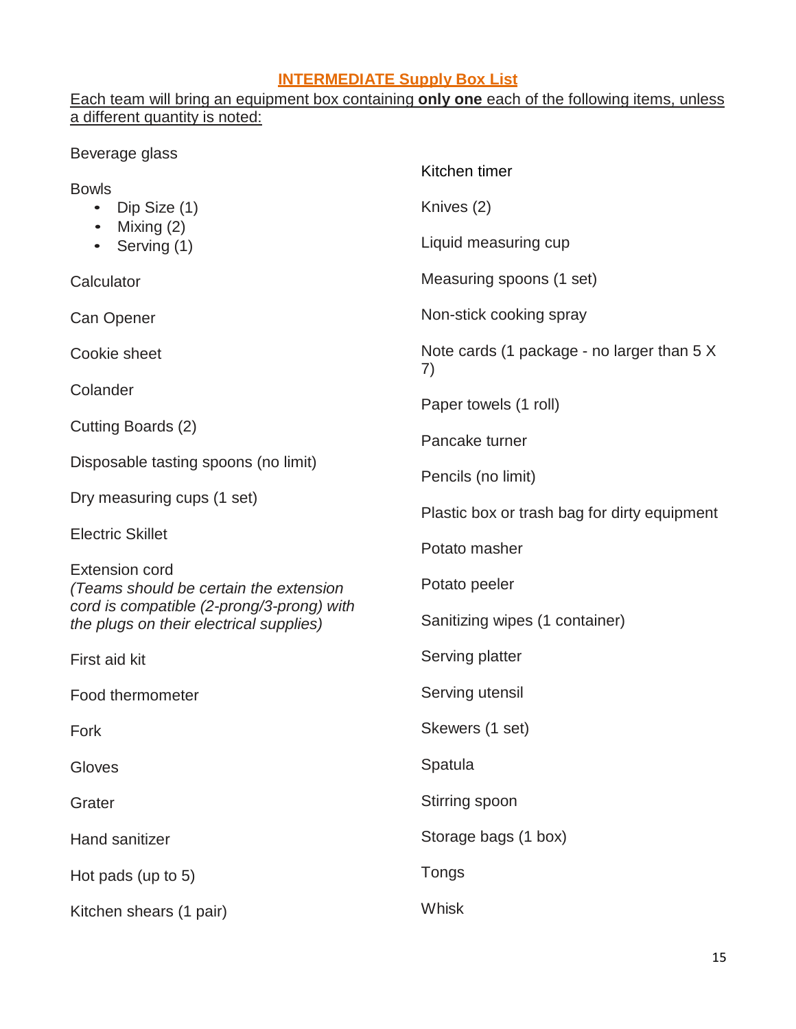## INTERMEDIATE Supply Box List

Each team will bring an equipment box containing **only one** each of the following items, unless a different quantity is noted:

Beverage glass

Bowls
- Dip Size (1)
- Mixing (2)
- Serving (1)

Calculator

Can Opener

Cookie sheet

Colander

Cutting Boards (2)

Disposable tasting spoons (no limit)

Dry measuring cups (1 set)

Electric Skillet

Extension cord
*(Teams should be certain the extension cord is compatible (2-prong/3-prong) with the plugs on their electrical supplies)*

First aid kit

Food thermometer

Fork

Gloves

Grater

Hand sanitizer

Hot pads (up to 5)

Kitchen shears (1 pair)

Kitchen timer

Knives (2)

Liquid measuring cup

Measuring spoons (1 set)

Non-stick cooking spray

Note cards (1 package - no larger than 5 X 7)

Paper towels (1 roll)

Pancake turner

Pencils (no limit)

Plastic box or trash bag for dirty equipment

Potato masher

Potato peeler

Sanitizing wipes (1 container)

Serving platter

Serving utensil

Skewers (1 set)

Spatula

Stirring spoon

Storage bags (1 box)

Tongs

Whisk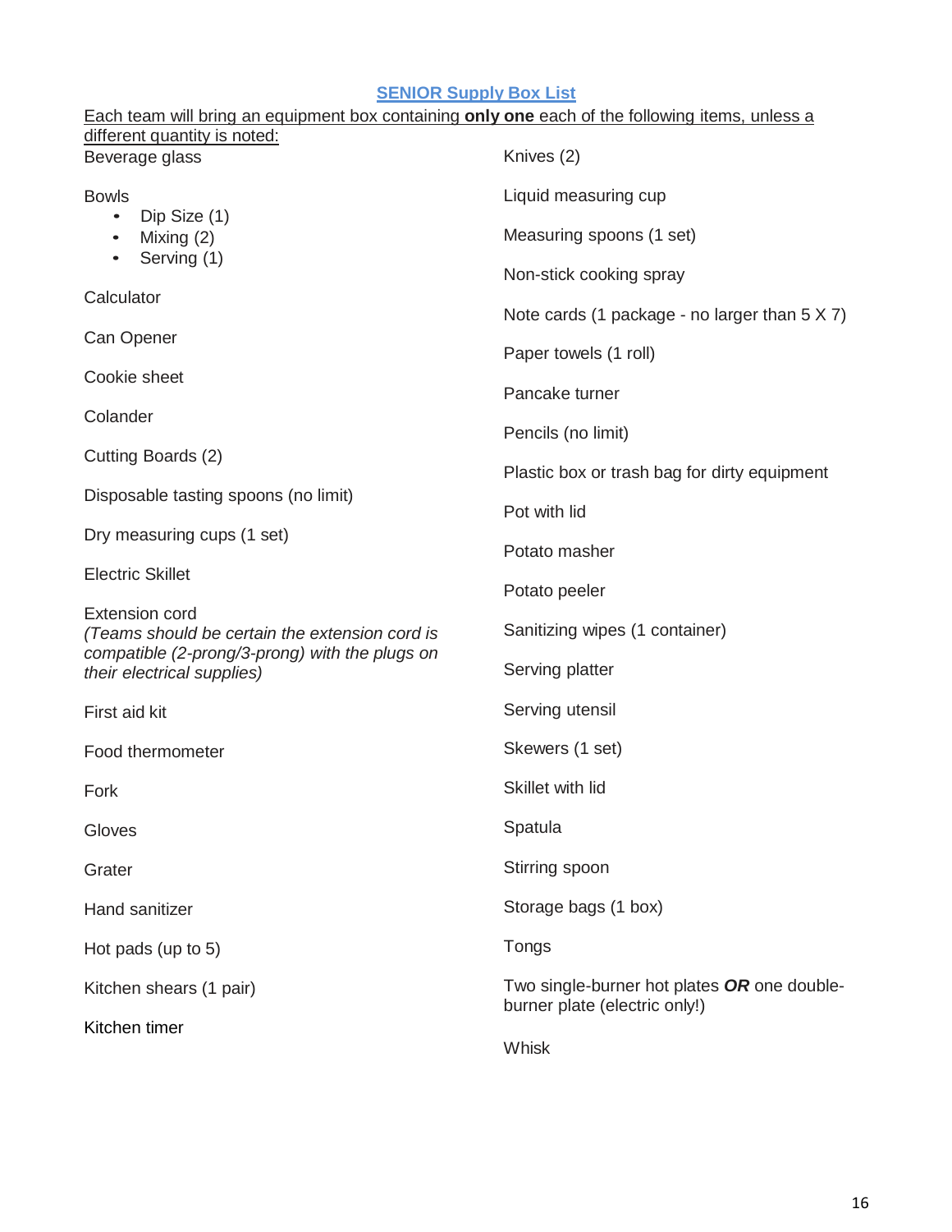## SENIOR Supply Box List

Each team will bring an equipment box containing **only one** each of the following items, unless a different quantity is noted:

Beverage glass

Bowls

- Dip Size (1)
- Mixing (2)
- Serving (1)

Calculator

Can Opener

Cookie sheet

Colander

Cutting Boards (2)

Disposable tasting spoons (no limit)

Dry measuring cups (1 set)

Electric Skillet

Extension cord
*(Teams should be certain the extension cord is compatible (2-prong/3-prong) with the plugs on their electrical supplies)*

First aid kit

Food thermometer

Fork

Gloves

Grater

Hand sanitizer

Hot pads (up to 5)

Kitchen shears (1 pair)

Kitchen timer

Knives (2)

Liquid measuring cup

Measuring spoons (1 set)

Non-stick cooking spray

Note cards (1 package - no larger than 5 X 7)

Paper towels (1 roll)

Pancake turner

Pencils (no limit)

Plastic box or trash bag for dirty equipment

Pot with lid

Potato masher

Potato peeler

Sanitizing wipes (1 container)

Serving platter

Serving utensil

Skewers (1 set)

Skillet with lid

Spatula

Stirring spoon

Storage bags (1 box)

Tongs

Two single-burner hot plates ***OR*** one double-burner plate (electric only!)

Whisk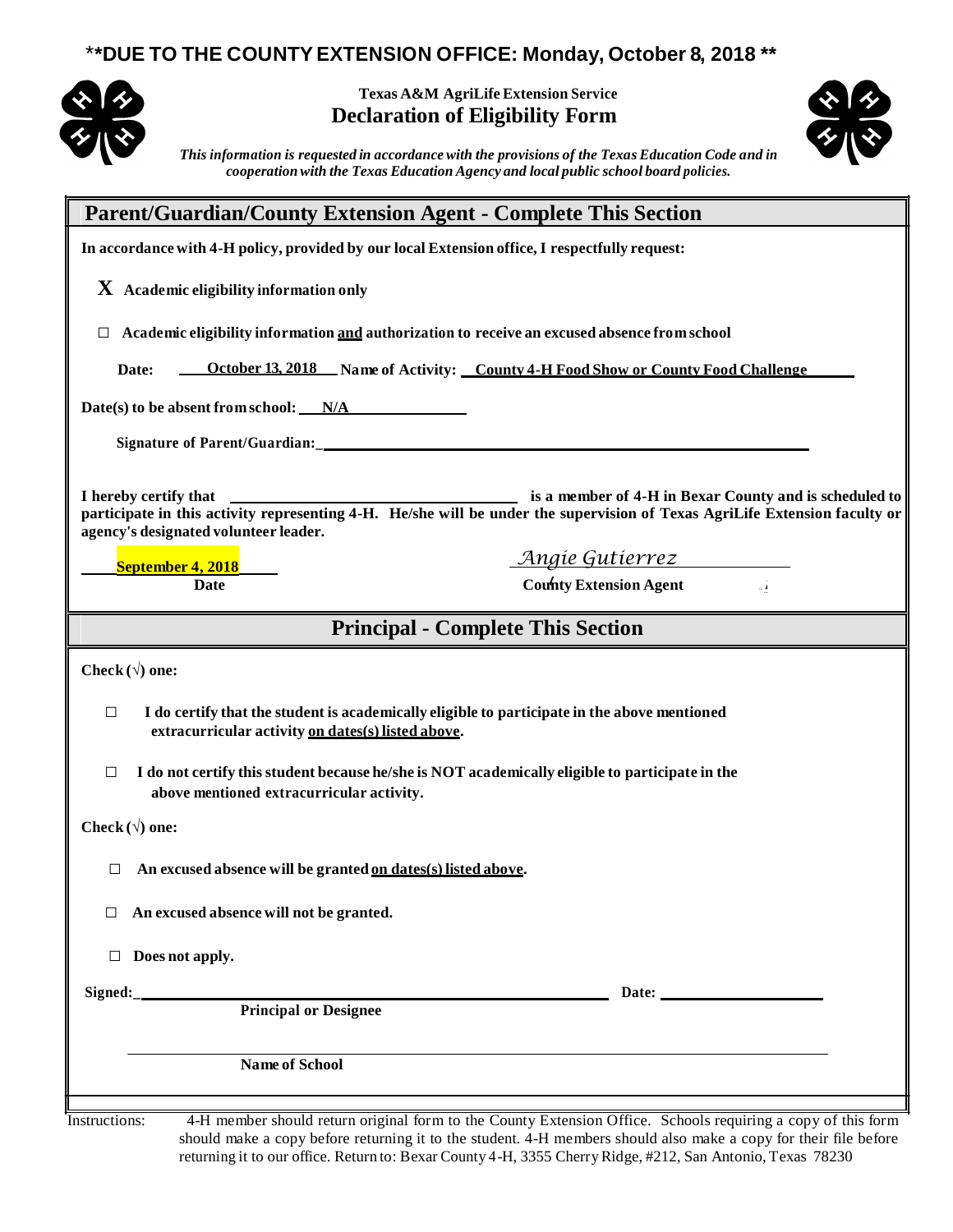**DUE TO THE COUNTY EXTENSION OFFICE: Monday, October 8, 2018**

**Texas A&M AgriLife Extension Service**

## Declaration of Eligibility Form

*This information is requested in accordance with the provisions of the Texas Education Code and in cooperation with the Texas Education Agency and local public school board policies.*

## Parent/Guardian/County Extension Agent - Complete This Section

**In accordance with 4-H policy, provided by our local Extension office, I respectfully request:**

**X Academic eligibility information only**

☐ **Academic eligibility information and authorization to receive an excused absence from school**

**Date:** October 13, 2018 **Name of Activity:** County 4-H Food Show or County Food Challenge

**Date(s) to be absent from school:** N/A

**Signature of Parent/Guardian:** ____________________

**I hereby certify that** ____________________ **is a member of 4-H in Bexar County and is scheduled to participate in this activity representing 4-H. He/she will be under the supervision of Texas AgriLife Extension faculty or agency's designated volunteer leader.**

September 4, 2018
**Date**

*Angie Gutierrez*
**County Extension Agent**

## Principal - Complete This Section

**Check (√) one:**

☐ **I do certify that the student is academically eligible to participate in the above mentioned extracurricular activity on dates(s) listed above.**

☐ **I do not certify this student because he/she is NOT academically eligible to participate in the above mentioned extracurricular activity.**

**Check (√) one:**

☐ **An excused absence will be granted on dates(s) listed above.**

☐ **An excused absence will not be granted.**

☐ **Does not apply.**

**Signed:** ____________________ **Date:** ____________________
**Principal or Designee**

____________________
**Name of School**

Instructions: 4-H member should return original form to the County Extension Office. Schools requiring a copy of this form should make a copy before returning it to the student. 4-H members should also make a copy for their file before returning it to our office. Return to: Bexar County 4-H, 3355 Cherry Ridge, #212, San Antonio, Texas 78230